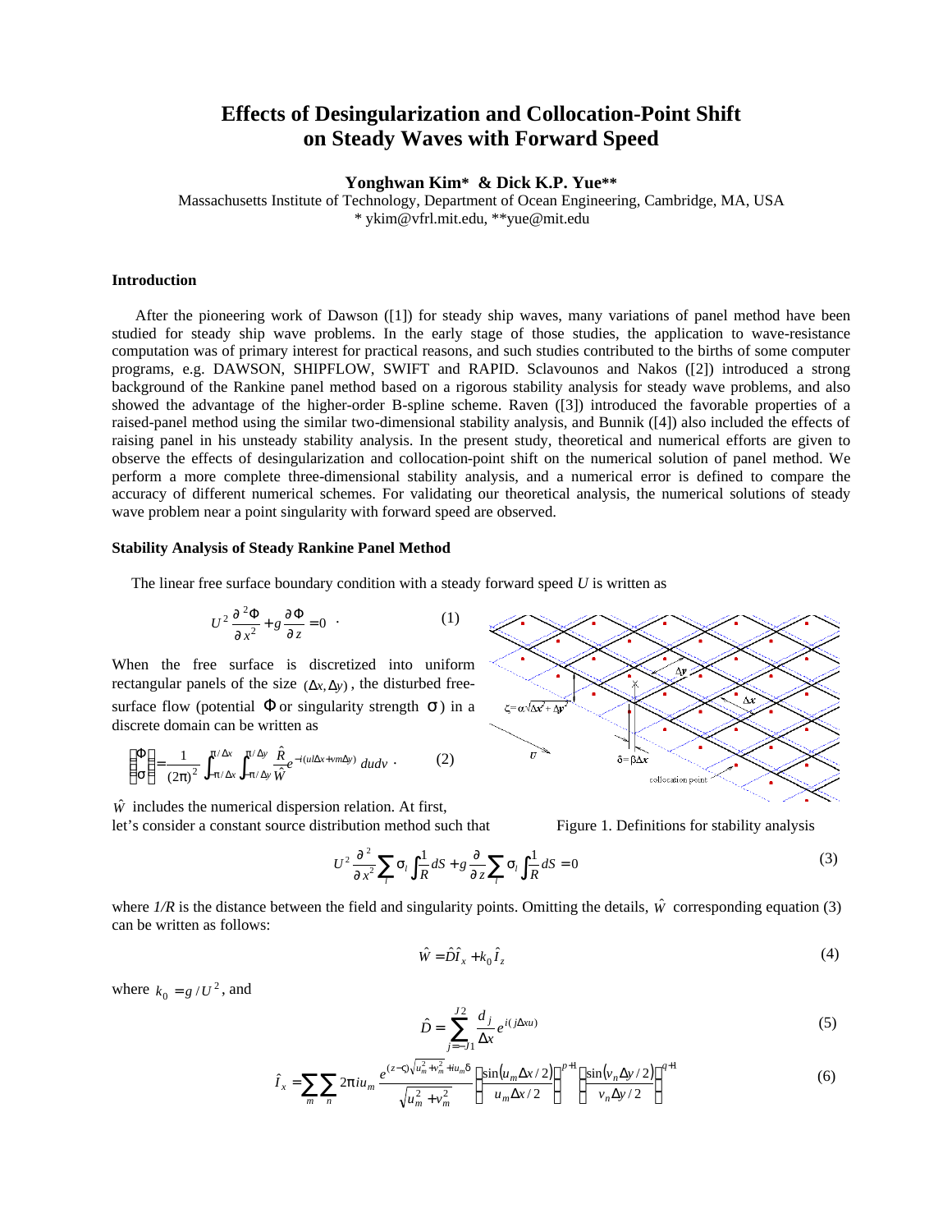# Effects of Desingularization and Collocation-Point Shift on Steady Waves with Forward Speed

**Yonghwan Kim* & Dick K.P. Yue****

Massachusetts Institute of Technology, Department of Ocean Engineering, Cambridge, MA, USA
* ykim@vfrl.mit.edu, **yue@mit.edu

### Introduction

After the pioneering work of Dawson ([1]) for steady ship waves, many variations of panel method have been studied for steady ship wave problems. In the early stage of those studies, the application to wave-resistance computation was of primary interest for practical reasons, and such studies contributed to the births of some computer programs, e.g. DAWSON, SHIPFLOW, SWIFT and RAPID. Sclavounos and Nakos ([2]) introduced a strong background of the Rankine panel method based on a rigorous stability analysis for steady wave problems, and also showed the advantage of the higher-order B-spline scheme. Raven ([3]) introduced the favorable properties of a raised-panel method using the similar two-dimensional stability analysis, and Bunnik ([4]) also included the effects of raising panel in his unsteady stability analysis. In the present study, theoretical and numerical efforts are given to observe the effects of desingularization and collocation-point shift on the numerical solution of panel method. We perform a more complete three-dimensional stability analysis, and a numerical error is defined to compare the accuracy of different numerical schemes. For validating our theoretical analysis, the numerical solutions of steady wave problem near a point singularity with forward speed are observed.

### Stability Analysis of Steady Rankine Panel Method

The linear free surface boundary condition with a steady forward speed $U$ is written as

$$U^2 \frac{\partial^2 \Phi}{\partial x^2} + g \frac{\partial \Phi}{\partial z} = 0 \quad . \tag{1}$$

When the free surface is discretized into uniform rectangular panels of the size $(\Delta x, \Delta y)$, the disturbed free-surface flow (potential $\Phi$ or singularity strength $\sigma$) in a discrete domain can be written as

$$\begin{Bmatrix} \Phi \\ \sigma \end{Bmatrix} = \frac{1}{(2\pi)^2} \int_{-\pi/\Delta x}^{\pi/\Delta x} \int_{-\pi/\Delta y}^{\pi/\Delta y} \frac{\hat{R}}{\hat{W}} e^{-i(u l \Delta x + v m \Delta y)} \, du dv \quad . \tag{2}$$

$\hat{W}$ includes the numerical dispersion relation. At first, let's consider a constant source distribution method such that

Figure 1. Definitions for stability analysis

$$U^2 \frac{\partial^2}{\partial x^2} \sum_l \sigma_l \int \frac{1}{R} dS + g \frac{\partial}{\partial z} \sum_l \sigma_l \int \frac{1}{R} dS = 0 \tag{3}$$

where $1/R$ is the distance between the field and singularity points. Omitting the details, $\hat{W}$ corresponding equation (3) can be written as follows:

$$\hat{W} = \hat{D}\hat{I}_x + k_0 \hat{I}_z \tag{4}$$

where $k_0 = g/U^2$, and

$$\hat{D} = \sum_{j=-J1}^{J2} \frac{d_j}{\Delta x} e^{i(j\Delta x u)} \tag{5}$$

$$\hat{I}_x = \sum_m \sum_n 2\pi i u_m \frac{e^{(z-\zeta)\sqrt{u_m^2+v_m^2} + i u_m \delta}}{\sqrt{u_m^2+v_m^2}} \left( \frac{\sin(u_m \Delta x/2)}{u_m \Delta x/2} \right)^{p+1} \left( \frac{\sin(v_n \Delta y/2)}{v_n \Delta y/2} \right)^{q+1} \tag{6}$$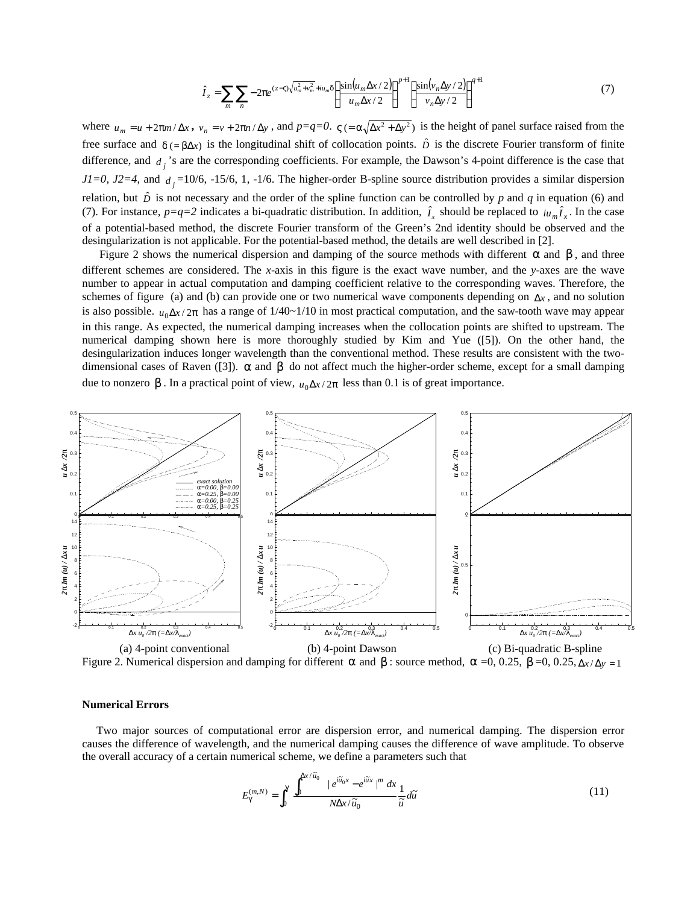$$\hat{I}_z = \sum_m \sum_n -2\pi e^{(z-\varsigma)\sqrt{u_m^2+v_m^2}+iu_m\delta} \left(\frac{\sin(u_m \Delta x/2)}{u_m \Delta x/2}\right)^{p+1} \left(\frac{\sin(v_n \Delta y/2)}{v_n \Delta y/2}\right)^{q+1} \tag{7}$$

where $u_m = u + 2\pi m/\Delta x$, $v_n = v + 2\pi n/\Delta y$, and $p=q=0$. $\varsigma\ (=\alpha\sqrt{\Delta x^2+\Delta y^2})$ is the height of panel surface raised from the free surface and $\delta\ (=\beta\Delta x)$ is the longitudinal shift of collocation points. $\hat{D}$ is the discrete Fourier transform of finite difference, and $d_j$'s are the corresponding coefficients. For example, the Dawson's 4-point difference is the case that $J1=0$, $J2=4$, and $d_j$ =10/6, -15/6, 1, -1/6. The higher-order B-spline source distribution provides a similar dispersion relation, but $\hat{D}$ is not necessary and the order of the spline function can be controlled by *p* and *q* in equation (6) and (7). For instance, $p=q=2$ indicates a bi-quadratic distribution. In addition, $\hat{I}_x$ should be replaced to $iu_m\hat{I}_x$. In the case of a potential-based method, the discrete Fourier transform of the Green's 2nd identity should be observed and the desingularization is not applicable. For the potential-based method, the details are well described in [2].

Figure 2 shows the numerical dispersion and damping of the source methods with different $\alpha$ and $\beta$, and three different schemes are considered. The *x*-axis in this figure is the exact wave number, and the *y*-axes are the wave number to appear in actual computation and damping coefficient relative to the corresponding waves. Therefore, the schemes of figure (a) and (b) can provide one or two numerical wave components depending on $\Delta x$, and no solution is also possible. $u_0\Delta x/2\pi$ has a range of 1/40~1/10 in most practical computation, and the saw-tooth wave may appear in this range. As expected, the numerical damping increases when the collocation points are shifted to upstream. The numerical damping shown here is more thoroughly studied by Kim and Yue ([5]). On the other hand, the desingularization induces longer wavelength than the conventional method. These results are consistent with the two-dimensional cases of Raven ([3]). $\alpha$ and $\beta$ do not affect much the higher-order scheme, except for a small damping due to nonzero $\beta$. In a practical point of view, $u_0\Delta x/2\pi$ less than 0.1 is of great importance.

(a) 4-point conventional (b) 4-point Dawson (c) Bi-quadratic B-spline

Figure 2. Numerical dispersion and damping for different $\alpha$ and $\beta$ : source method, $\alpha$ =0, 0.25, $\beta$ =0, 0.25, $\Delta x/\Delta y = 1$

### Numerical Errors

Two major sources of computational error are dispersion error, and numerical damping. The dispersion error causes the difference of wavelength, and the numerical damping causes the difference of wave amplitude. To observe the overall accuracy of a certain numerical scheme, we define a parameters such that

$$E_\gamma^{(m,N)} = \int_0^\gamma \frac{\int_0^{N\Delta x/\tilde{u}_0} |e^{i\tilde{u}_0 x} - e^{i\tilde{u}x}|^m\, dx}{N\Delta x/\tilde{u}_0} \frac{1}{\tilde{u}} d\tilde{u} \tag{11}$$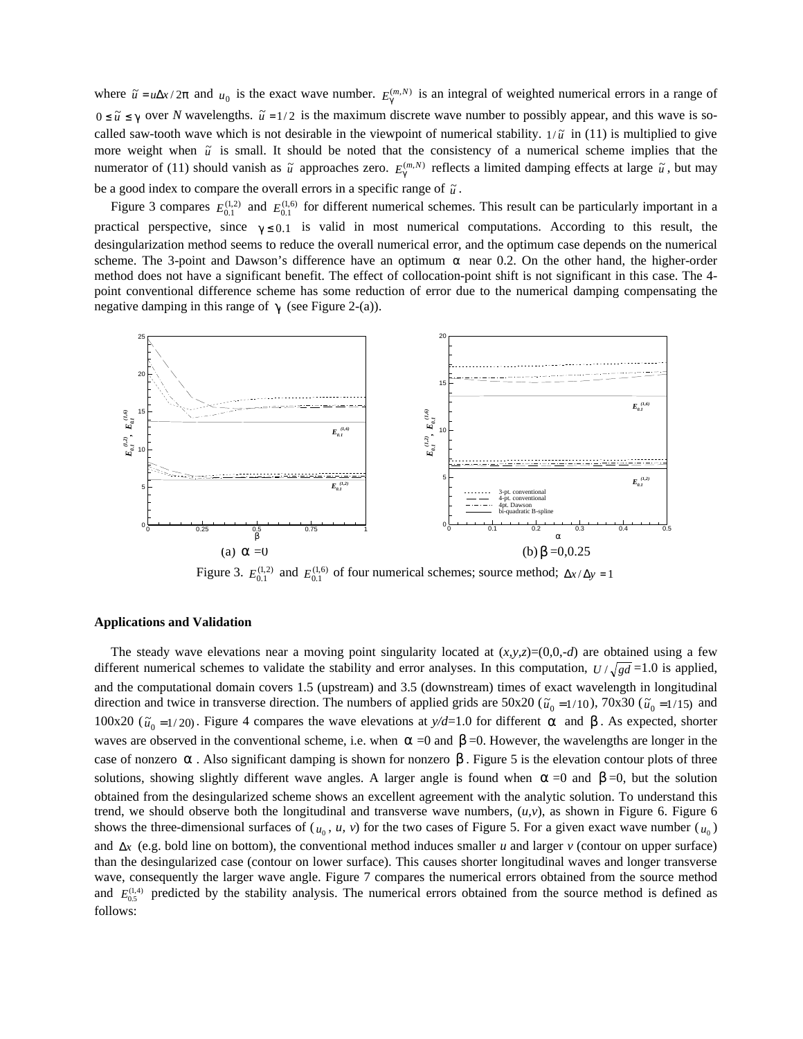where $\tilde{u} = u\Delta x / 2\pi$ and $u_0$ is the exact wave number. $E_\gamma^{(m,N)}$ is an integral of weighted numerical errors in a range of $0 \le \tilde{u} \le \gamma$ over $N$ wavelengths. $\tilde{u} = 1/2$ is the maximum discrete wave number to possibly appear, and this wave is so-called saw-tooth wave which is not desirable in the viewpoint of numerical stability. $1/\tilde{u}$ in (11) is multiplied to give more weight when $\tilde{u}$ is small. It should be noted that the consistency of a numerical scheme implies that the numerator of (11) should vanish as $\tilde{u}$ approaches zero. $E_\gamma^{(m,N)}$ reflects a limited damping effects at large $\tilde{u}$, but may be a good index to compare the overall errors in a specific range of $\tilde{u}$.

Figure 3 compares $E_{0.1}^{(1,2)}$ and $E_{0.1}^{(1,6)}$ for different numerical schemes. This result can be particularly important in a practical perspective, since $\gamma \le 0.1$ is valid in most numerical computations. According to this result, the desingularization method seems to reduce the overall numerical error, and the optimum case depends on the numerical scheme. The 3-point and Dawson's difference have an optimum $\alpha$ near 0.2. On the other hand, the higher-order method does not have a significant benefit. The effect of collocation-point shift is not significant in this case. The 4-point conventional difference scheme has some reduction of error due to the numerical damping compensating the negative damping in this range of $\gamma$ (see Figure 2-(a)).

(a) $\alpha$ =0 (b) $\beta$ =0,0.25

Figure 3. $E_{0.1}^{(1,2)}$ and $E_{0.1}^{(1,6)}$ of four numerical schemes; source method; $\Delta x / \Delta y = 1$

**Applications and Validation**

The steady wave elevations near a moving point singularity located at ($x$,$y$,$z$)=(0,0,-$d$) are obtained using a few different numerical schemes to validate the stability and error analyses. In this computation, $U/\sqrt{gd}$ =1.0 is applied, and the computational domain covers 1.5 (upstream) and 3.5 (downstream) times of exact wavelength in longitudinal direction and twice in transverse direction. The number of applied grids are 50x20 ($\tilde{u}_0 = 1/10$), 70x30 ($\tilde{u}_0 = 1/15$) and 100x20 ($\tilde{u}_0 = 1/20$). Figure 4 compares the wave elevations at $y/d$=1.0 for different $\alpha$ and $\beta$. As expected, shorter waves are observed in the conventional scheme, i.e. when $\alpha$ =0 and $\beta$ =0. However, the wavelengths are longer in the case of nonzero $\alpha$. Also significant damping is shown for nonzero $\beta$. Figure 5 is the elevation contour plots of three solutions, showing slightly different wave angles. A larger angle is found when $\alpha$ =0 and $\beta$ =0, but the solution obtained from the desingularized scheme shows an excellent agreement with the analytic solution. To understand this trend, we should observe both the longitudinal and transverse wave numbers, ($u$,$v$), as shown in Figure 6. Figure 6 shows the three-dimensional surfaces of ($u_0$, $u$, $v$) for the two cases of Figure 5. For a given exact wave number ($u_0$) and $\Delta x$ (e.g. bold line on bottom), the conventional method induces smaller $u$ and larger $v$ (contour on upper surface) than the desingularized case (contour on lower surface). This causes shorter longitudinal waves and longer transverse wave, consequently the larger wave angle. Figure 7 compares the numerical errors obtained from the source method and $E_{0.5}^{(1,4)}$ predicted by the stability analysis. The numerical errors obtained from the source method is defined as follows: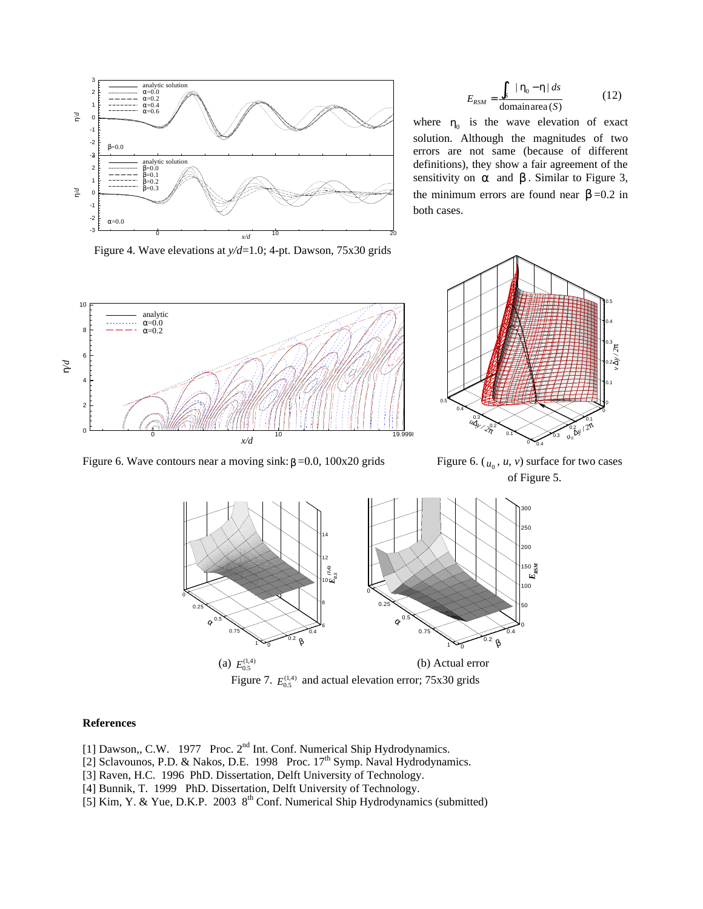$$E_{RSM} = \frac{\int_S |\eta_0 - \eta| \, ds}{\text{domain area}(S)} \qquad (12)$$

where $\eta_0$ is the wave elevation of exact solution. Although the magnitudes of two errors are not same (because of different definitions), they show a fair agreement of the sensitivity on $\alpha$ and $\beta$. Similar to Figure 3, the minimum errors are found near $\beta$=0.2 in both cases.

Figure 4. Wave elevations at $y/d$=1.0; 4-pt. Dawson, 75x30 grids

Figure 6. Wave contours near a moving sink: $\beta$=0.0, 100x20 grids

Figure 6. ($u_0$, $u$, $v$) surface for two cases of Figure 5.

(a) $E_{0.5}^{(1,4)}$ (b) Actual error

Figure 7. $E_{0.5}^{(1,4)}$ and actual elevation error; 75x30 grids

**References**

[1] Dawson,, C.W. 1977 Proc. 2nd Int. Conf. Numerical Ship Hydrodynamics.
[2] Sclavounos, P.D. & Nakos, D.E. 1998 Proc. 17th Symp. Naval Hydrodynamics.
[3] Raven, H.C. 1996 PhD. Dissertation, Delft University of Technology.
[4] Bunnik, T. 1999 PhD. Dissertation, Delft University of Technology.
[5] Kim, Y. & Yue, D.K.P. 2003 8th Conf. Numerical Ship Hydrodynamics (submitted)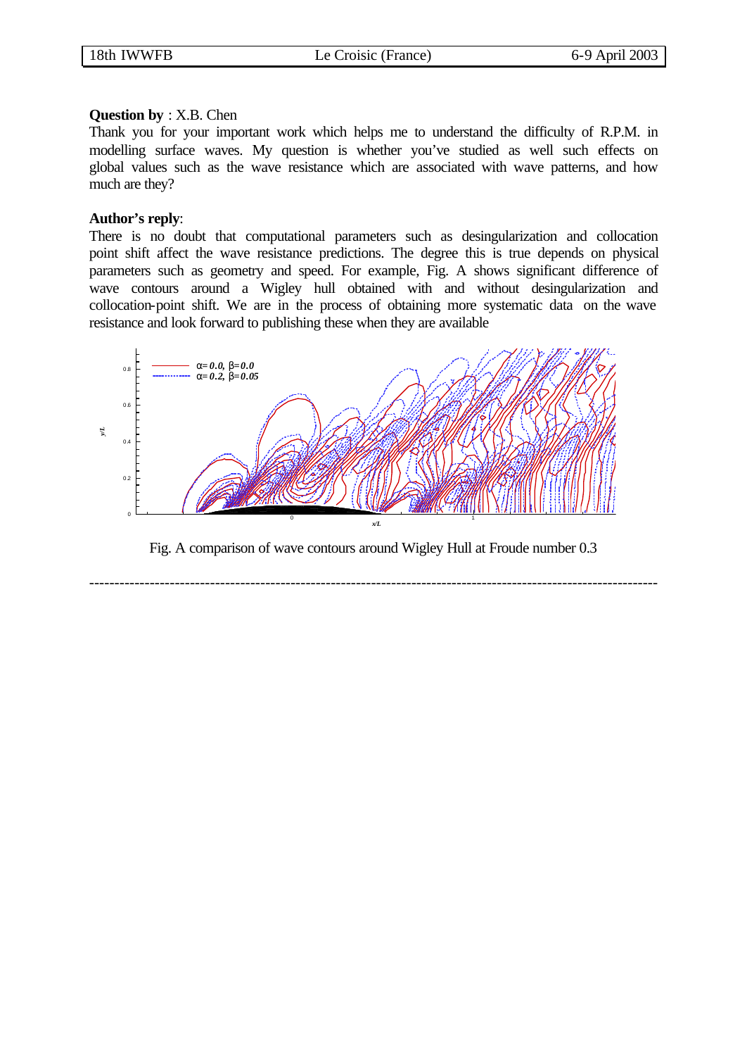**Question by** : X.B. Chen

Thank you for your important work which helps me to understand the difficulty of R.P.M. in modelling surface waves. My question is whether you've studied as well such effects on global values such as the wave resistance which are associated with wave patterns, and how much are they?

**Author's reply**:

There is no doubt that computational parameters such as desingularization and collocation point shift affect the wave resistance predictions. The degree this is true depends on physical parameters such as geometry and speed. For example, Fig. A shows significant difference of wave contours around a Wigley hull obtained with and without desingularization and collocation-point shift. We are in the process of obtaining more systematic data on the wave resistance and look forward to publishing these when they are available

$\alpha$= 0.0, $\beta$=0.0

$\alpha$= 0.2, $\beta$=0.05

y/L

x/L

0

0.2

0.4

0.6

0.8

0

1

Fig. A comparison of wave contours around Wigley Hull at Froude number 0.3

---